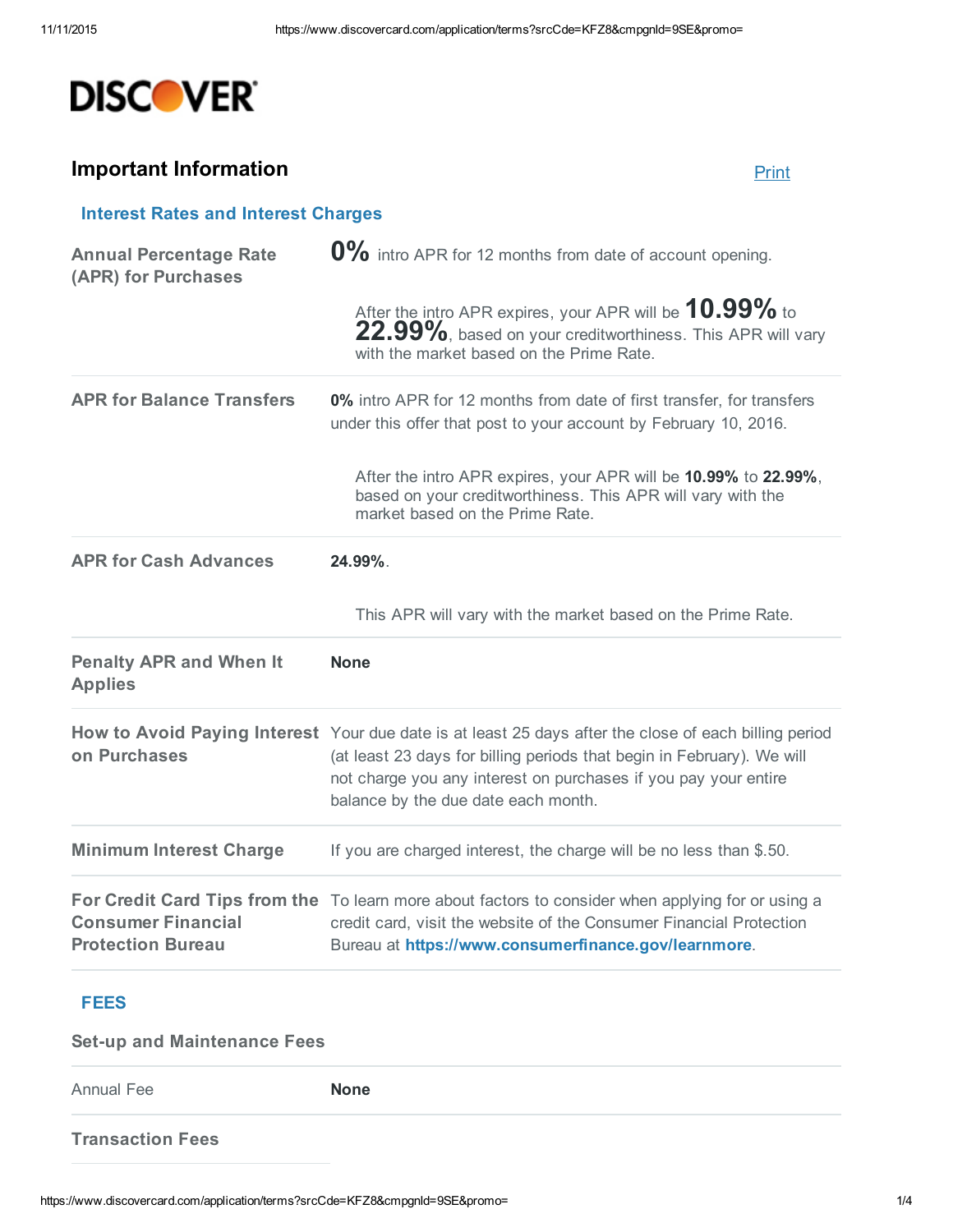DISCOVER

## Important Information

Print

### Interest Rates and Interest Charges

| | |
|---|---|
| **Annual Percentage Rate (APR) for Purchases** | **0%** intro APR for 12 months from date of account opening.<br><br>After the intro APR expires, your APR will be **10.99%** to **22.99%**, based on your creditworthiness. This APR will vary with the market based on the Prime Rate. |
| **APR for Balance Transfers** | **0%** intro APR for 12 months from date of first transfer, for transfers under this offer that post to your account by February 10, 2016.<br><br>After the intro APR expires, your APR will be **10.99%** to **22.99%**, based on your creditworthiness. This APR will vary with the market based on the Prime Rate. |
| **APR for Cash Advances** | **24.99%**.<br><br>This APR will vary with the market based on the Prime Rate. |
| **Penalty APR and When It Applies** | **None** |
| **How to Avoid Paying Interest on Purchases** | Your due date is at least 25 days after the close of each billing period (at least 23 days for billing periods that begin in February). We will not charge you any interest on purchases if you pay your entire balance by the due date each month. |
| **Minimum Interest Charge** | If you are charged interest, the charge will be no less than $.50. |
| **For Credit Card Tips from the Consumer Financial Protection Bureau** | To learn more about factors to consider when applying for or using a credit card, visit the website of the Consumer Financial Protection Bureau at **https://www.consumerfinance.gov/learnmore**. |

### FEES

| | |
|---|---|
| **Set-up and Maintenance Fees** | |
| Annual Fee | **None** |
| **Transaction Fees** | |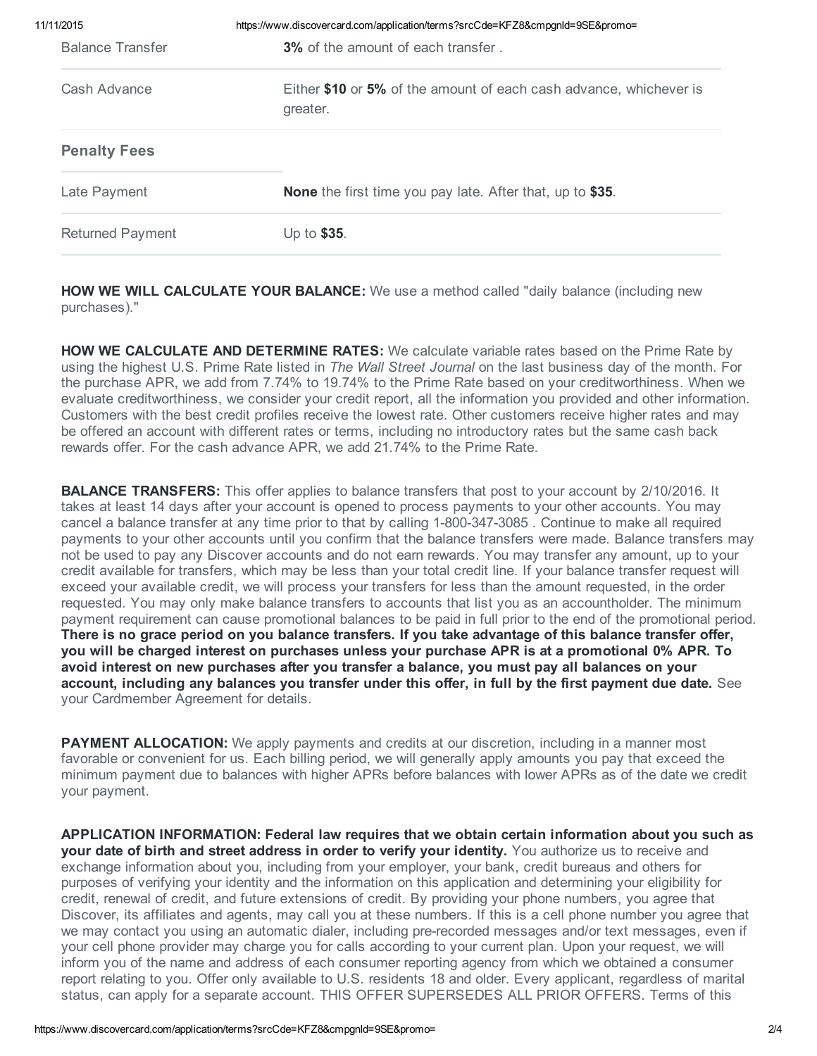| | |
|---|---|
| Balance Transfer | **3%** of the amount of each transfer . |
| Cash Advance | Either **$10** or **5%** of the amount of each cash advance, whichever is greater. |
| **Penalty Fees** | |
| Late Payment | **None** the first time you pay late. After that, up to **$35**. |
| Returned Payment | Up to **$35**. |

**HOW WE WILL CALCULATE YOUR BALANCE:** We use a method called "daily balance (including new purchases)."

**HOW WE CALCULATE AND DETERMINE RATES:** We calculate variable rates based on the Prime Rate by using the highest U.S. Prime Rate listed in *The Wall Street Journal* on the last business day of the month. For the purchase APR, we add from 7.74% to 19.74% to the Prime Rate based on your creditworthiness. When we evaluate creditworthiness, we consider your credit report, all the information you provided and other information. Customers with the best credit profiles receive the lowest rate. Other customers receive higher rates and may be offered an account with different rates or terms, including no introductory rates but the same cash back rewards offer. For the cash advance APR, we add 21.74% to the Prime Rate.

**BALANCE TRANSFERS:** This offer applies to balance transfers that post to your account by 2/10/2016. It takes at least 14 days after your account is opened to process payments to your other accounts. You may cancel a balance transfer at any time prior to that by calling 1-800-347-3085 . Continue to make all required payments to your other accounts until you confirm that the balance transfers were made. Balance transfers may not be used to pay any Discover accounts and do not earn rewards. You may transfer any amount, up to your credit available for transfers, which may be less than your total credit line. If your balance transfer request will exceed your available credit, we will process your transfers for less than the amount requested, in the order requested. You may only make balance transfers to accounts that list you as an accountholder. The minimum payment requirement can cause promotional balances to be paid in full prior to the end of the promotional period. **There is no grace period on you balance transfers. If you take advantage of this balance transfer offer, you will be charged interest on purchases unless your purchase APR is at a promotional 0% APR. To avoid interest on new purchases after you transfer a balance, you must pay all balances on your account, including any balances you transfer under this offer, in full by the first payment due date.** See your Cardmember Agreement for details.

**PAYMENT ALLOCATION:** We apply payments and credits at our discretion, including in a manner most favorable or convenient for us. Each billing period, we will generally apply amounts you pay that exceed the minimum payment due to balances with higher APRs before balances with lower APRs as of the date we credit your payment.

**APPLICATION INFORMATION: Federal law requires that we obtain certain information about you such as your date of birth and street address in order to verify your identity.** You authorize us to receive and exchange information about you, including from your employer, your bank, credit bureaus and others for purposes of verifying your identity and the information on this application and determining your eligibility for credit, renewal of credit, and future extensions of credit. By providing your phone numbers, you agree that Discover, its affiliates and agents, may call you at these numbers. If this is a cell phone number you agree that we may contact you using an automatic dialer, including pre-recorded messages and/or text messages, even if your cell phone provider may charge you for calls according to your current plan. Upon your request, we will inform you of the name and address of each consumer reporting agency from which we obtained a consumer report relating to you. Offer only available to U.S. residents 18 and older. Every applicant, regardless of marital status, can apply for a separate account. THIS OFFER SUPERSEDES ALL PRIOR OFFERS. Terms of this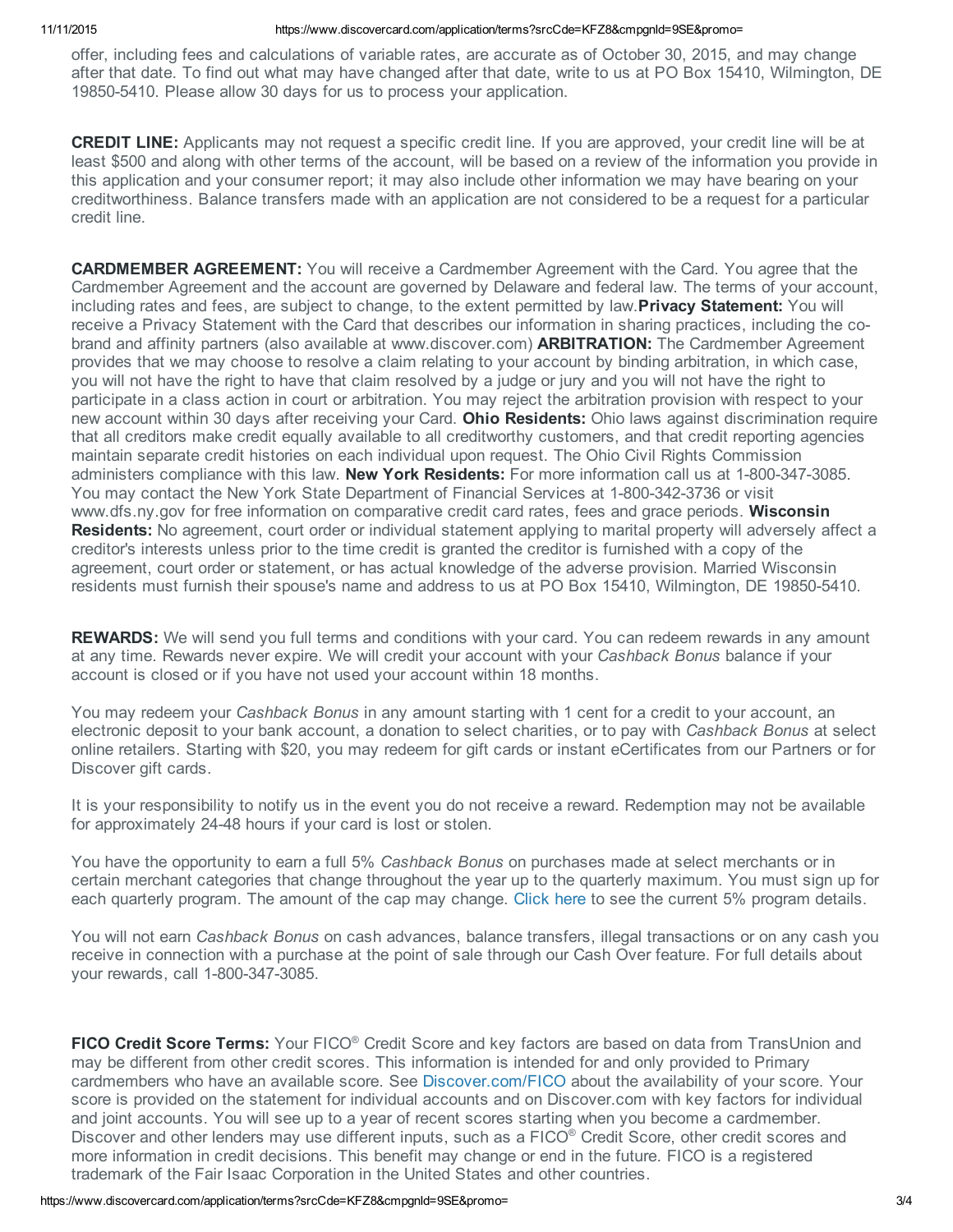offer, including fees and calculations of variable rates, are accurate as of October 30, 2015, and may change after that date. To find out what may have changed after that date, write to us at PO Box 15410, Wilmington, DE 19850-5410. Please allow 30 days for us to process your application.

**CREDIT LINE:** Applicants may not request a specific credit line. If you are approved, your credit line will be at least $500 and along with other terms of the account, will be based on a review of the information you provide in this application and your consumer report; it may also include other information we may have bearing on your creditworthiness. Balance transfers made with an application are not considered to be a request for a particular credit line.

**CARDMEMBER AGREEMENT:** You will receive a Cardmember Agreement with the Card. You agree that the Cardmember Agreement and the account are governed by Delaware and federal law. The terms of your account, including rates and fees, are subject to change, to the extent permitted by law.**Privacy Statement:** You will receive a Privacy Statement with the Card that describes our information in sharing practices, including the co-brand and affinity partners (also available at www.discover.com) **ARBITRATION:** The Cardmember Agreement provides that we may choose to resolve a claim relating to your account by binding arbitration, in which case, you will not have the right to have that claim resolved by a judge or jury and you will not have the right to participate in a class action in court or arbitration. You may reject the arbitration provision with respect to your new account within 30 days after receiving your Card. **Ohio Residents:** Ohio laws against discrimination require that all creditors make credit equally available to all creditworthy customers, and that credit reporting agencies maintain separate credit histories on each individual upon request. The Ohio Civil Rights Commission administers compliance with this law. **New York Residents:** For more information call us at 1-800-347-3085. You may contact the New York State Department of Financial Services at 1-800-342-3736 or visit www.dfs.ny.gov for free information on comparative credit card rates, fees and grace periods. **Wisconsin Residents:** No agreement, court order or individual statement applying to marital property will adversely affect a creditor's interests unless prior to the time credit is granted the creditor is furnished with a copy of the agreement, court order or statement, or has actual knowledge of the adverse provision. Married Wisconsin residents must furnish their spouse's name and address to us at PO Box 15410, Wilmington, DE 19850-5410.

**REWARDS:** We will send you full terms and conditions with your card. You can redeem rewards in any amount at any time. Rewards never expire. We will credit your account with your *Cashback Bonus* balance if your account is closed or if you have not used your account within 18 months.

You may redeem your *Cashback Bonus* in any amount starting with 1 cent for a credit to your account, an electronic deposit to your bank account, a donation to select charities, or to pay with *Cashback Bonus* at select online retailers. Starting with $20, you may redeem for gift cards or instant eCertificates from our Partners or for Discover gift cards.

It is your responsibility to notify us in the event you do not receive a reward. Redemption may not be available for approximately 24-48 hours if your card is lost or stolen.

You have the opportunity to earn a full 5% *Cashback Bonus* on purchases made at select merchants or in certain merchant categories that change throughout the year up to the quarterly maximum. You must sign up for each quarterly program. The amount of the cap may change. Click here to see the current 5% program details.

You will not earn *Cashback Bonus* on cash advances, balance transfers, illegal transactions or on any cash you receive in connection with a purchase at the point of sale through our Cash Over feature. For full details about your rewards, call 1-800-347-3085.

**FICO Credit Score Terms:** Your FICO® Credit Score and key factors are based on data from TransUnion and may be different from other credit scores. This information is intended for and only provided to Primary cardmembers who have an available score. See Discover.com/FICO about the availability of your score. Your score is provided on the statement for individual accounts and on Discover.com with key factors for individual and joint accounts. You will see up to a year of recent scores starting when you become a cardmember. Discover and other lenders may use different inputs, such as a FICO® Credit Score, other credit scores and more information in credit decisions. This benefit may change or end in the future. FICO is a registered trademark of the Fair Isaac Corporation in the United States and other countries.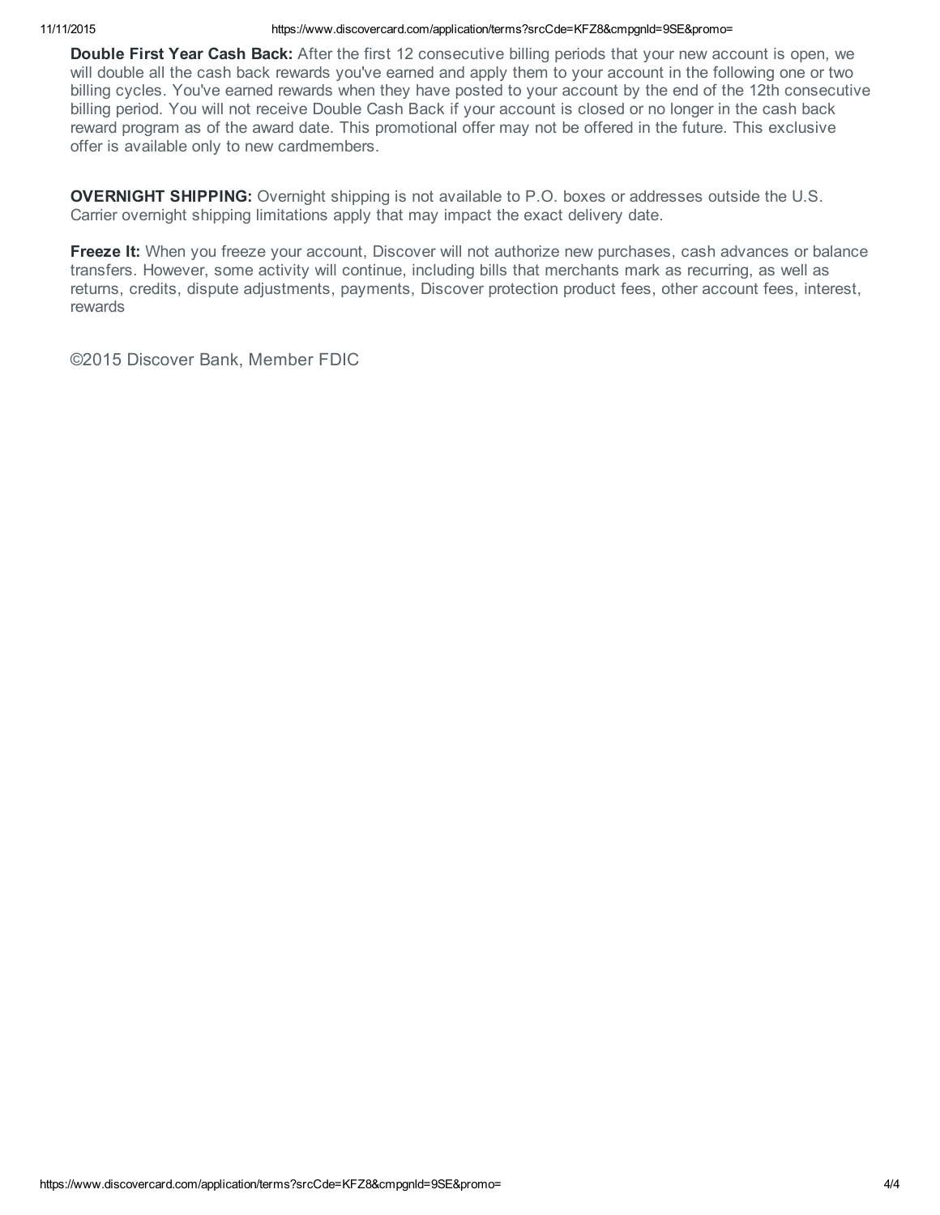**Double First Year Cash Back:** After the first 12 consecutive billing periods that your new account is open, we will double all the cash back rewards you've earned and apply them to your account in the following one or two billing cycles. You've earned rewards when they have posted to your account by the end of the 12th consecutive billing period. You will not receive Double Cash Back if your account is closed or no longer in the cash back reward program as of the award date. This promotional offer may not be offered in the future. This exclusive offer is available only to new cardmembers.

**OVERNIGHT SHIPPING:** Overnight shipping is not available to P.O. boxes or addresses outside the U.S. Carrier overnight shipping limitations apply that may impact the exact delivery date.

**Freeze It:** When you freeze your account, Discover will not authorize new purchases, cash advances or balance transfers. However, some activity will continue, including bills that merchants mark as recurring, as well as returns, credits, dispute adjustments, payments, Discover protection product fees, other account fees, interest, rewards

©2015 Discover Bank, Member FDIC